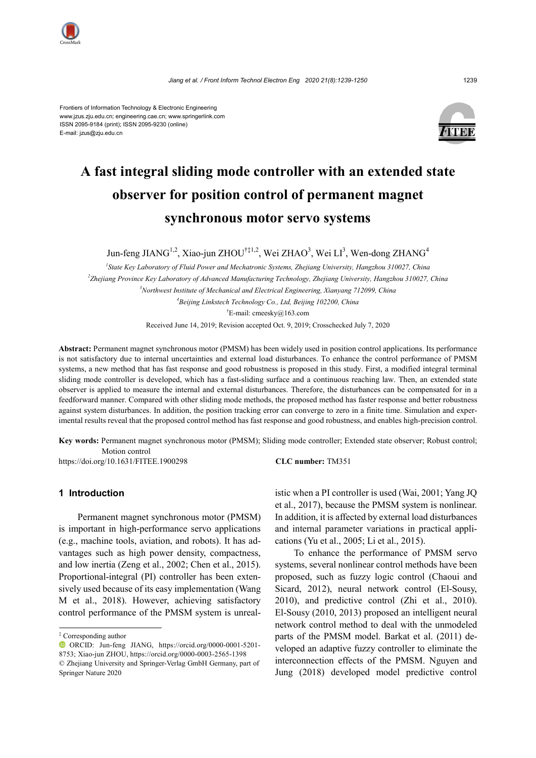Frontiers of Information Technology & Electronic Engineering
www.jzus.zju.edu.cn; engineering.cae.cn; www.springerlink.com
ISSN 2095-9184 (print); ISSN 2095-9230 (online)
E-mail: jzus@zju.edu.cn

# A fast integral sliding mode controller with an extended state observer for position control of permanent magnet synchronous motor servo systems

Jun-feng JIANG[1,2], Xiao-jun ZHOU[†‡1,2], Wei ZHAO[3], Wei LI[3], Wen-dong ZHANG[4]

[1]State Key Laboratory of Fluid Power and Mechatronic Systems, Zhejiang University, Hangzhou 310027, China

[2]Zhejiang Province Key Laboratory of Advanced Manufacturing Technology, Zhejiang University, Hangzhou 310027, China

[3]Northwest Institute of Mechanical and Electrical Engineering, Xianyang 712099, China

[4]Beijing Linkstech Technology Co., Ltd, Beijing 102200, China

[†]E-mail: cmeesky@163.com

Received June 14, 2019; Revision accepted Oct. 9, 2019; Crosschecked July 7, 2020

**Abstract:** Permanent magnet synchronous motor (PMSM) has been widely used in position control applications. Its performance is not satisfactory due to internal uncertainties and external load disturbances. To enhance the control performance of PMSM systems, a new method that has fast response and good robustness is proposed in this study. First, a modified integral terminal sliding mode controller is developed, which has a fast-sliding surface and a continuous reaching law. Then, an extended state observer is applied to measure the internal and external disturbances. Therefore, the disturbances can be compensated for in a feedforward manner. Compared with other sliding mode methods, the proposed method has faster response and better robustness against system disturbances. In addition, the position tracking error can converge to zero in a finite time. Simulation and experimental results reveal that the proposed control method has fast response and good robustness, and enables high-precision control.

**Key words:** Permanent magnet synchronous motor (PMSM); Sliding mode controller; Extended state observer; Robust control; Motion control

https://doi.org/10.1631/FITEE.1900298

**CLC number:** TM351

## 1 Introduction

Permanent magnet synchronous motor (PMSM) is important in high-performance servo applications (e.g., machine tools, aviation, and robots). It has advantages such as high power density, compactness, and low inertia (Zeng et al., 2002; Chen et al., 2015). Proportional-integral (PI) controller has been extensively used because of its easy implementation (Wang M et al., 2018). However, achieving satisfactory control performance of the PMSM system is unrealistic when a PI controller is used (Wai, 2001; Yang JQ et al., 2017), because the PMSM system is nonlinear. In addition, it is affected by external load disturbances and internal parameter variations in practical applications (Yu et al., 2005; Li et al., 2015).

To enhance the performance of PMSM servo systems, several nonlinear control methods have been proposed, such as fuzzy logic control (Chaoui and Sicard, 2012), neural network control (El-Sousy, 2010), and predictive control (Zhi et al., 2010). El-Sousy (2010, 2013) proposed an intelligent neural network control method to deal with the unmodeled parts of the PMSM model. Barkat et al. (2011) developed an adaptive fuzzy controller to eliminate the interconnection effects of the PMSM. Nguyen and Jung (2018) developed model predictive control

‡ Corresponding author

ORCID: Jun-feng JIANG, https://orcid.org/0000-0001-5201-8753; Xiao-jun ZHOU, https://orcid.org/0000-0003-2565-1398

© Zhejiang University and Springer-Verlag GmbH Germany, part of Springer Nature 2020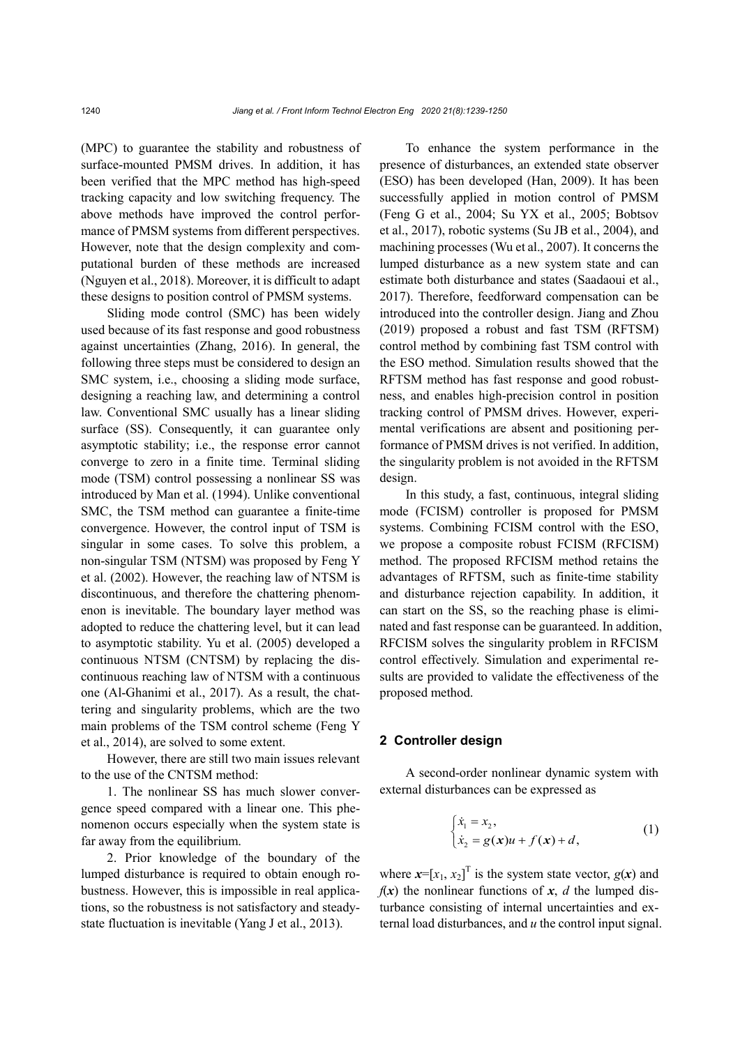(MPC) to guarantee the stability and robustness of surface-mounted PMSM drives. In addition, it has been verified that the MPC method has high-speed tracking capacity and low switching frequency. The above methods have improved the control performance of PMSM systems from different perspectives. However, note that the design complexity and computational burden of these methods are increased (Nguyen et al., 2018). Moreover, it is difficult to adapt these designs to position control of PMSM systems.

Sliding mode control (SMC) has been widely used because of its fast response and good robustness against uncertainties (Zhang, 2016). In general, the following three steps must be considered to design an SMC system, i.e., choosing a sliding mode surface, designing a reaching law, and determining a control law. Conventional SMC usually has a linear sliding surface (SS). Consequently, it can guarantee only asymptotic stability; i.e., the response error cannot converge to zero in a finite time. Terminal sliding mode (TSM) control possessing a nonlinear SS was introduced by Man et al. (1994). Unlike conventional SMC, the TSM method can guarantee a finite-time convergence. However, the control input of TSM is singular in some cases. To solve this problem, a non-singular TSM (NTSM) was proposed by Feng Y et al. (2002). However, the reaching law of NTSM is discontinuous, and therefore the chattering phenomenon is inevitable. The boundary layer method was adopted to reduce the chattering level, but it can lead to asymptotic stability. Yu et al. (2005) developed a continuous NTSM (CNTSM) by replacing the discontinuous reaching law of NTSM with a continuous one (Al-Ghanimi et al., 2017). As a result, the chattering and singularity problems, which are the two main problems of the TSM control scheme (Feng Y et al., 2014), are solved to some extent.

However, there are still two main issues relevant to the use of the CNTSM method:

1. The nonlinear SS has much slower convergence speed compared with a linear one. This phenomenon occurs especially when the system state is far away from the equilibrium.

2. Prior knowledge of the boundary of the lumped disturbance is required to obtain enough robustness. However, this is impossible in real applications, so the robustness is not satisfactory and steady-state fluctuation is inevitable (Yang J et al., 2013).

To enhance the system performance in the presence of disturbances, an extended state observer (ESO) has been developed (Han, 2009). It has been successfully applied in motion control of PMSM (Feng G et al., 2004; Su YX et al., 2005; Bobtsov et al., 2017), robotic systems (Su JB et al., 2004), and machining processes (Wu et al., 2007). It concerns the lumped disturbance as a new system state and can estimate both disturbance and states (Saadaoui et al., 2017). Therefore, feedforward compensation can be introduced into the controller design. Jiang and Zhou (2019) proposed a robust and fast TSM (RFTSM) control method by combining fast TSM control with the ESO method. Simulation results showed that the RFTSM method has fast response and good robustness, and enables high-precision control in position tracking control of PMSM drives. However, experimental verifications are absent and positioning performance of PMSM drives is not verified. In addition, the singularity problem is not avoided in the RFTSM design.

In this study, a fast, continuous, integral sliding mode (FCISM) controller is proposed for PMSM systems. Combining FCISM control with the ESO, we propose a composite robust FCISM (RFCISM) method. The proposed RFCISM method retains the advantages of RFTSM, such as finite-time stability and disturbance rejection capability. In addition, it can start on the SS, so the reaching phase is eliminated and fast response can be guaranteed. In addition, RFCISM solves the singularity problem in RFCISM control effectively. Simulation and experimental results are provided to validate the effectiveness of the proposed method.

## 2 Controller design

A second-order nonlinear dynamic system with external disturbances can be expressed as

$$\begin{cases} \dot{x}_1 = x_2, \\ \dot{x}_2 = g(\boldsymbol{x})u + f(\boldsymbol{x}) + d, \end{cases} \tag{1}$$

where $\boldsymbol{x}=[x_1, x_2]^{\mathrm{T}}$ is the system state vector, $g(\boldsymbol{x})$ and $f(\boldsymbol{x})$ the nonlinear functions of $\boldsymbol{x}$, $d$ the lumped disturbance consisting of internal uncertainties and external load disturbances, and $u$ the control input signal.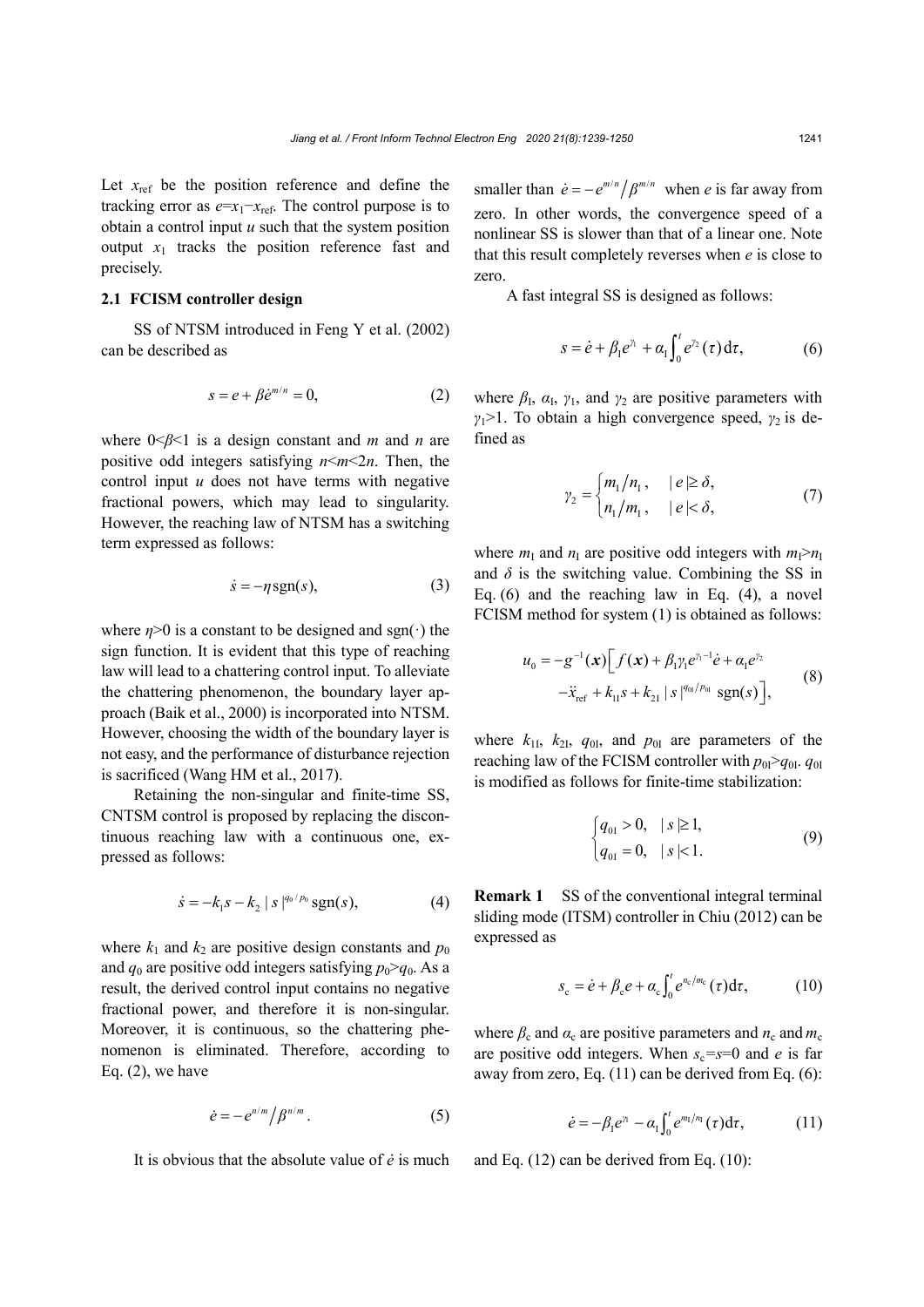Let $x_{\text{ref}}$ be the position reference and define the tracking error as $e=x_1-x_{\text{ref}}$. The control purpose is to obtain a control input $u$ such that the system position output $x_1$ tracks the position reference fast and precisely.

### 2.1 FCISM controller design

SS of NTSM introduced in Feng Y et al. (2002) can be described as

$$s = e + \beta \dot{e}^{m/n} = 0, \tag{2}$$

where $0<\beta<1$ is a design constant and $m$ and $n$ are positive odd integers satisfying $n<m<2n$. Then, the control input $u$ does not have terms with negative fractional powers, which may lead to singularity. However, the reaching law of NTSM has a switching term expressed as follows:

$$\dot{s} = -\eta \,\text{sgn}(s), \tag{3}$$

where $\eta>0$ is a constant to be designed and sgn(·) the sign function. It is evident that this type of reaching law will lead to a chattering control input. To alleviate the chattering phenomenon, the boundary layer approach (Baik et al., 2000) is incorporated into NTSM. However, choosing the width of the boundary layer is not easy, and the performance of disturbance rejection is sacrificed (Wang HM et al., 2017).

Retaining the non-singular and finite-time SS, CNTSM control is proposed by replacing the discontinuous reaching law with a continuous one, expressed as follows:

$$\dot{s} = -k_1 s - k_2 \,|\, s\,|^{q_0/p_0} \,\text{sgn}(s), \tag{4}$$

where $k_1$ and $k_2$ are positive design constants and $p_0$ and $q_0$ are positive odd integers satisfying $p_0>q_0$. As a result, the derived control input contains no negative fractional power, and therefore it is non-singular. Moreover, it is continuous, so the chattering phenomenon is eliminated. Therefore, according to Eq. (2), we have

$$\dot{e} = -e^{n/m} \big/ \beta^{n/m}. \tag{5}$$

It is obvious that the absolute value of $\dot{e}$ is much smaller than $\dot{e} = -e^{m/n} \big/ \beta^{m/n}$ when $e$ is far away from zero. In other words, the convergence speed of a nonlinear SS is slower than that of a linear one. Note that this result completely reverses when $e$ is close to zero.

A fast integral SS is designed as follows:

$$s = \dot{e} + \beta_1 e^{\gamma_1} + \alpha_1 \int_0^t e^{\gamma_2}(\tau)\,\mathrm{d}\tau, \tag{6}$$

where $\beta_1$, $\alpha_1$, $\gamma_1$, and $\gamma_2$ are positive parameters with $\gamma_1>1$. To obtain a high convergence speed, $\gamma_2$ is defined as

$$\gamma_2 = \begin{cases} m_1/n_1, & |\,e\,| \geq \delta, \\ n_1/m_1, & |\,e\,| < \delta, \end{cases} \tag{7}$$

where $m_1$ and $n_1$ are positive odd integers with $m_1>n_1$ and $\delta$ is the switching value. Combining the SS in Eq. (6) and the reaching law in Eq. (4), a novel FCISM method for system (1) is obtained as follows:

$$\begin{aligned} u_0 = -g^{-1}(\boldsymbol{x})\Big[ & f(\boldsymbol{x}) + \beta_1 \gamma_1 e^{\gamma_1 - 1}\dot{e} + \alpha_1 e^{\gamma_2} \\ & - \ddot{x}_{\text{ref}} + k_{11} s + k_{21} \,|\, s\,|^{q_{01}/p_{01}} \,\text{sgn}(s) \Big], \end{aligned} \tag{8}$$

where $k_{11}$, $k_{21}$, $q_{01}$, and $p_{01}$ are parameters of the reaching law of the FCISM controller with $p_{01}>q_{01}$. $q_{01}$ is modified as follows for finite-time stabilization:

$$\begin{cases} q_{01} > 0, & |\,s\,| \geq 1, \\ q_{01} = 0, & |\,s\,| < 1. \end{cases} \tag{9}$$

**Remark 1** SS of the conventional integral terminal sliding mode (ITSM) controller in Chiu (2012) can be expressed as

$$s_{\text{c}} = \dot{e} + \beta_{\text{c}} e + \alpha_{\text{c}} \int_0^t e^{n_{\text{c}}/m_{\text{c}}}(\tau)\,\mathrm{d}\tau, \tag{10}$$

where $\beta_{\text{c}}$ and $\alpha_{\text{c}}$ are positive parameters and $n_{\text{c}}$ and $m_{\text{c}}$ are positive odd integers. When $s_{\text{c}}=s=0$ and $e$ is far away from zero, Eq. (11) can be derived from Eq. (6):

$$\dot{e} = -\beta_1 e^{\gamma_1} - \alpha_1 \int_0^t e^{m_1/n_1}(\tau)\,\mathrm{d}\tau, \tag{11}$$

and Eq. (12) can be derived from Eq. (10):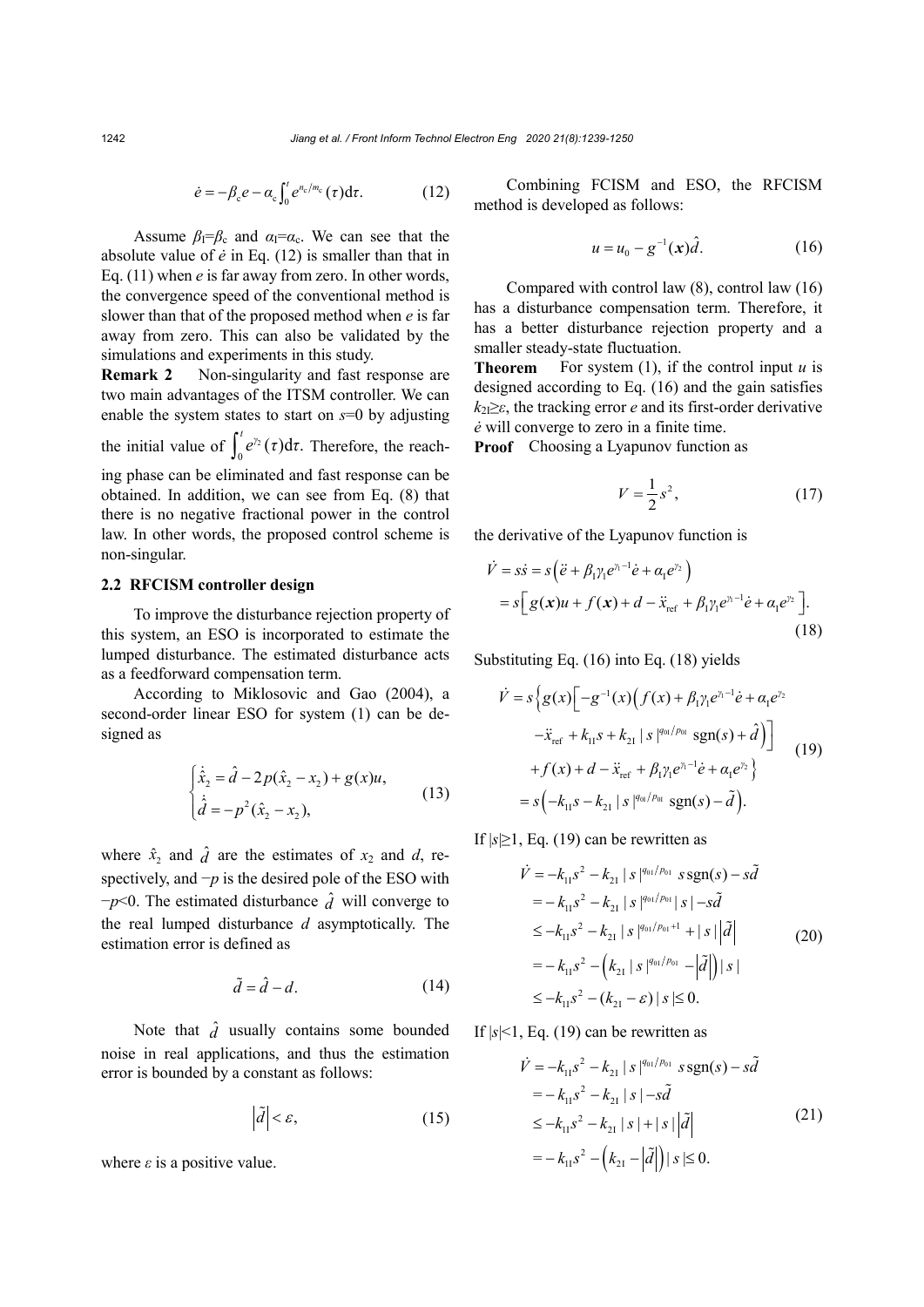$$\dot{e} = -\beta_c e - \alpha_c \int_0^t e^{n_c/m_c}(\tau)\mathrm{d}\tau. \tag{12}$$

Assume $\beta_1=\beta_c$ and $\alpha_1=\alpha_c$. We can see that the absolute value of $\dot{e}$ in Eq. (12) is smaller than that in Eq. (11) when $e$ is far away from zero. In other words, the convergence speed of the conventional method is slower than that of the proposed method when $e$ is far away from zero. This can also be validated by the simulations and experiments in this study.

**Remark 2** Non-singularity and fast response are two main advantages of the ITSM controller. We can enable the system states to start on $s$=0 by adjusting the initial value of $\int_0^t e^{\gamma_2}(\tau)\mathrm{d}\tau$. Therefore, the reaching phase can be eliminated and fast response can be obtained. In addition, we can see from Eq. (8) that there is no negative fractional power in the control law. In other words, the proposed control scheme is non-singular.

### 2.2 RFCISM controller design

To improve the disturbance rejection property of this system, an ESO is incorporated to estimate the lumped disturbance. The estimated disturbance acts as a feedforward compensation term.

According to Miklosovic and Gao (2004), a second-order linear ESO for system (1) can be designed as

$$\begin{cases} \dot{\hat{x}}_2 = \hat{d} - 2p(\hat{x}_2 - x_2) + g(x)u, \\ \dot{\hat{d}} = -p^2(\hat{x}_2 - x_2), \end{cases} \tag{13}$$

where $\hat{x}_2$ and $\hat{d}$ are the estimates of $x_2$ and $d$, respectively, and $-p$ is the desired pole of the ESO with $-p$<0. The estimated disturbance $\hat{d}$ will converge to the real lumped disturbance $d$ asymptotically. The estimation error is defined as

$$\tilde{d} = \hat{d} - d. \tag{14}$$

Note that $\hat{d}$ usually contains some bounded noise in real applications, and thus the estimation error is bounded by a constant as follows:

$$\left|\tilde{d}\right| < \varepsilon, \tag{15}$$

where $\varepsilon$ is a positive value.

Combining FCISM and ESO, the RFCISM method is developed as follows:

$$u = u_0 - g^{-1}(\boldsymbol{x})\hat{d}. \tag{16}$$

Compared with control law (8), control law (16) has a disturbance compensation term. Therefore, it has a better disturbance rejection property and a smaller steady-state fluctuation.

**Theorem** For system (1), if the control input $u$ is designed according to Eq. (16) and the gain satisfies $k_{21}\geq\varepsilon$, the tracking error $e$ and its first-order derivative $\dot{e}$ will converge to zero in a finite time.

**Proof** Choosing a Lyapunov function as

$$V = \frac{1}{2}s^2, \tag{17}$$

the derivative of the Lyapunov function is

$$\begin{aligned} \dot{V} &= s\dot{s} = s\left(\ddot{e} + \beta_1\gamma_1 e^{\gamma_1-1}\dot{e} + \alpha_1 e^{\gamma_2}\right) \\ &= s\left[g(\boldsymbol{x})u + f(\boldsymbol{x}) + d - \ddot{x}_{\text{ref}} + \beta_1\gamma_1 e^{\gamma_1-1}\dot{e} + \alpha_1 e^{\gamma_2}\right]. \end{aligned} \tag{18}$$

Substituting Eq. (16) into Eq. (18) yields

$$\begin{aligned} \dot{V} &= s\Big\{g(x)\Big[-g^{-1}(x)\Big(f(x) + \beta_1\gamma_1 e^{\gamma_1-1}\dot{e} + \alpha_1 e^{\gamma_2} \\ &\quad -\ddot{x}_{\text{ref}} + k_{11}s + k_{21}|s|^{q_{01}/p_{01}}\operatorname{sgn}(s) + \hat{d}\Big)\Big] \\ &\quad + f(x) + d - \ddot{x}_{\text{ref}} + \beta_1\gamma_1 e^{\gamma_1-1}\dot{e} + \alpha_1 e^{\gamma_2}\Big\} \\ &= s\Big(-k_{11}s - k_{21}|s|^{q_{01}/p_{01}}\operatorname{sgn}(s) - \tilde{d}\Big). \end{aligned} \tag{19}$$

If $|s|\geq 1$, Eq. (19) can be rewritten as

$$\begin{aligned} \dot{V} &= -k_{11}s^2 - k_{21}|s|^{q_{01}/p_{01}}s\operatorname{sgn}(s) - s\tilde{d} \\ &= -k_{11}s^2 - k_{21}|s|^{q_{01}/p_{01}}|s| - s\tilde{d} \\ &\leq -k_{11}s^2 - k_{21}|s|^{q_{01}/p_{01}+1} + |s|\left|\tilde{d}\right| \\ &= -k_{11}s^2 - \Big(k_{21}|s|^{q_{01}/p_{01}} - \left|\tilde{d}\right|\Big)|s| \\ &\leq -k_{11}s^2 - (k_{21} - \varepsilon)|s| \leq 0. \end{aligned} \tag{20}$$

If $|s|<1$, Eq. (19) can be rewritten as

$$\begin{aligned} \dot{V} &= -k_{11}s^2 - k_{21}|s|^{q_{01}/p_{01}}s\operatorname{sgn}(s) - s\tilde{d} \\ &= -k_{11}s^2 - k_{21}|s| - s\tilde{d} \\ &\leq -k_{11}s^2 - k_{21}|s| + |s|\left|\tilde{d}\right| \\ &= -k_{11}s^2 - \Big(k_{21} - \left|\tilde{d}\right|\Big)|s| \leq 0. \end{aligned} \tag{21}$$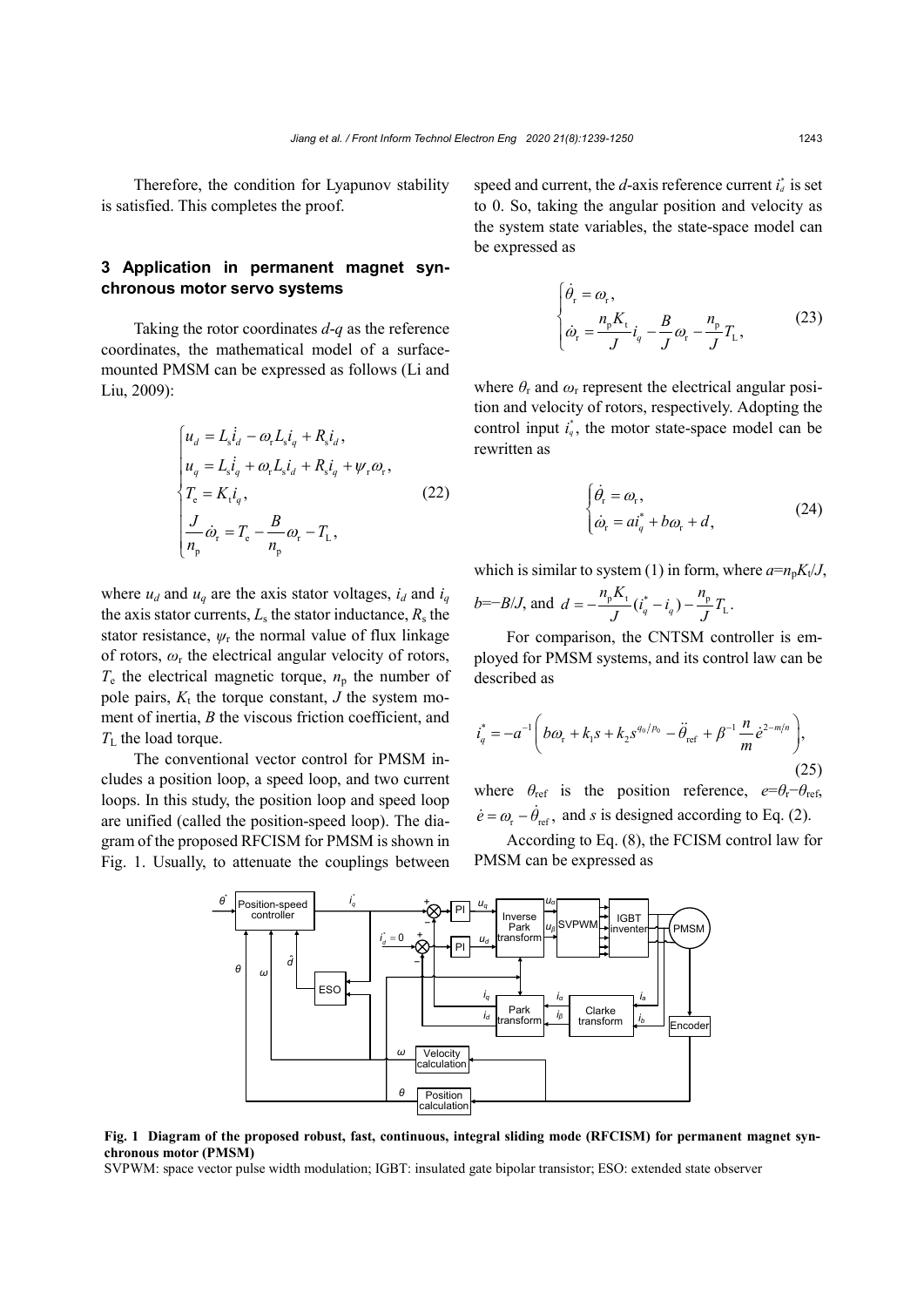Therefore, the condition for Lyapunov stability is satisfied. This completes the proof.

## 3 Application in permanent magnet synchronous motor servo systems

Taking the rotor coordinates $d$-$q$ as the reference coordinates, the mathematical model of a surface-mounted PMSM can be expressed as follows (Li and Liu, 2009):

$$\begin{cases} u_d = L_s \dot{i}_d - \omega_r L_s i_q + R_s i_d, \\ u_q = L_s \dot{i}_q + \omega_r L_s i_d + R_s i_q + \psi_r \omega_r, \\ T_e = K_t i_q, \\ \dfrac{J}{n_p} \dot{\omega}_r = T_e - \dfrac{B}{n_p} \omega_r - T_L, \end{cases} \tag{22}$$

where $u_d$ and $u_q$ are the axis stator voltages, $i_d$ and $i_q$ the axis stator currents, $L_s$ the stator inductance, $R_s$ the stator resistance, $\psi_r$ the normal value of flux linkage of rotors, $\omega_r$ the electrical angular velocity of rotors, $T_e$ the electrical magnetic torque, $n_p$ the number of pole pairs, $K_t$ the torque constant, $J$ the system moment of inertia, $B$ the viscous friction coefficient, and $T_L$ the load torque.

The conventional vector control for PMSM includes a position loop, a speed loop, and two current loops. In this study, the position loop and speed loop are unified (called the position-speed loop). The diagram of the proposed RFCISM for PMSM is shown in Fig. 1. Usually, to attenuate the couplings between speed and current, the $d$-axis reference current $i_d^*$ is set to 0. So, taking the angular position and velocity as the system state variables, the state-space model can be expressed as

$$\begin{cases} \dot{\theta}_r = \omega_r, \\ \dot{\omega}_r = \dfrac{n_p K_t}{J} i_q - \dfrac{B}{J} \omega_r - \dfrac{n_p}{J} T_L, \end{cases} \tag{23}$$

where $\theta_r$ and $\omega_r$ represent the electrical angular position and velocity of rotors, respectively. Adopting the control input $i_q^*$, the motor state-space model can be rewritten as

$$\begin{cases} \dot{\theta}_r = \omega_r, \\ \dot{\omega}_r = a i_q^* + b\omega_r + d, \end{cases} \tag{24}$$

which is similar to system (1) in form, where $a=n_p K_t/J$, $b=-B/J$, and $d = -\dfrac{n_p K_t}{J}(i_q^* - i_q) - \dfrac{n_p}{J} T_L$.

For comparison, the CNTSM controller is employed for PMSM systems, and its control law can be described as

$$i_q^* = -a^{-1}\left( b\omega_r + k_1 s + k_2 s^{q_0/p_0} - \ddot{\theta}_{ref} + \beta^{-1} \frac{n}{m} \dot{e}^{2-m/n} \right), \tag{25}$$

where $\theta_{ref}$ is the position reference, $e=\theta_r-\theta_{ref}$, $\dot{e} = \omega_r - \dot{\theta}_{ref}$, and $s$ is designed according to Eq. (2).

According to Eq. (8), the FCISM control law for PMSM can be expressed as

**Fig. 1 Diagram of the proposed robust, fast, continuous, integral sliding mode (RFCISM) for permanent magnet synchronous motor (PMSM)**

SVPWM: space vector pulse width modulation; IGBT: insulated gate bipolar transistor; ESO: extended state observer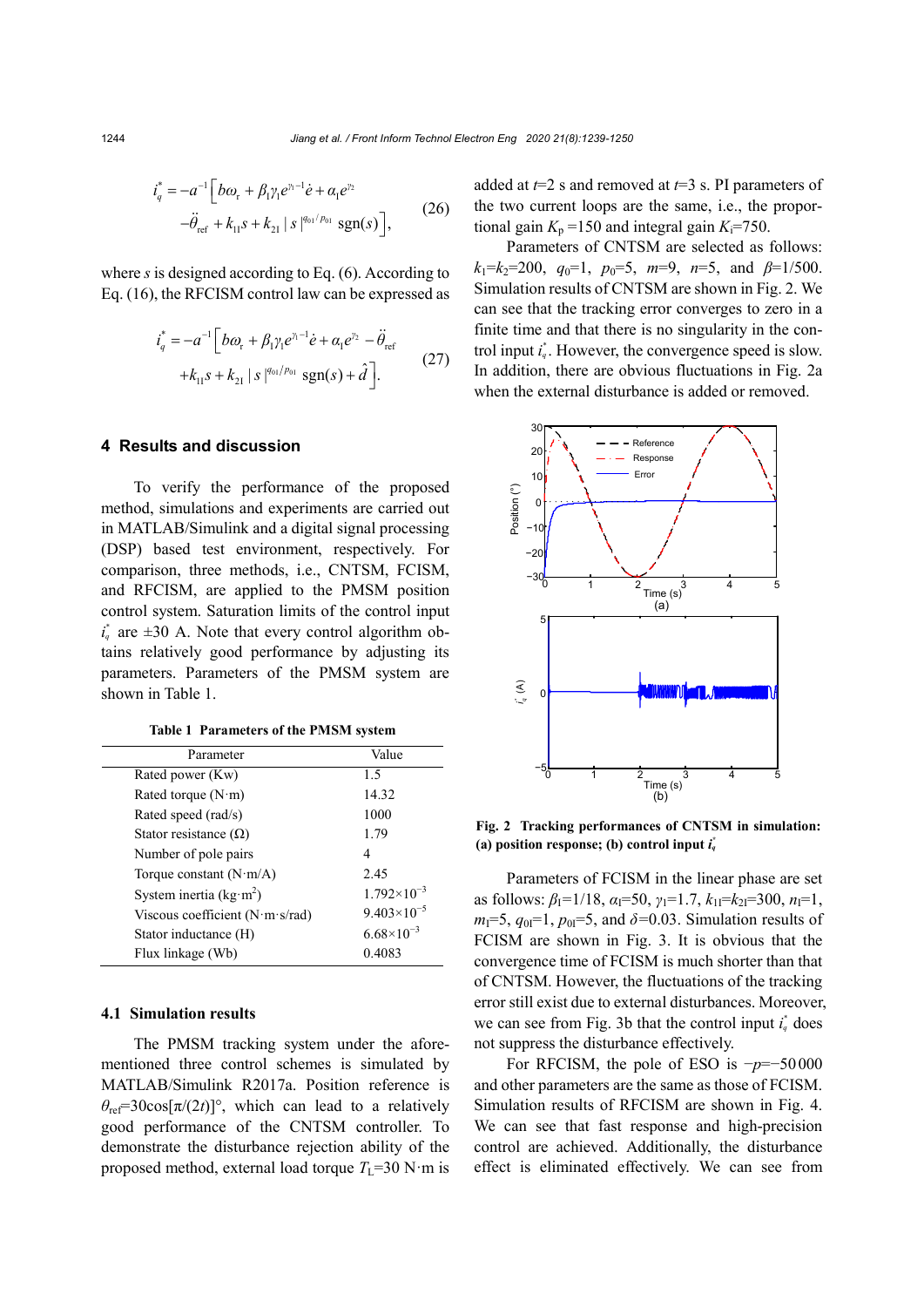$$i_q^* = -a^{-1}\Big[b\omega_r + \beta_1\gamma_1 e^{\gamma_1-1}\dot{e} + \alpha_1 e^{\gamma_2} - \ddot{\theta}_{\text{ref}} + k_{11}s + k_{21}|s|^{q_{01}/p_{01}}\,\text{sgn}(s)\Big], \tag{26}$$

where $s$ is designed according to Eq. (6). According to Eq. (16), the RFCISM control law can be expressed as

$$i_q^* = -a^{-1}\Big[b\omega_r + \beta_1\gamma_1 e^{\gamma_1-1}\dot{e} + \alpha_1 e^{\gamma_2} - \ddot{\theta}_{\text{ref}} + k_{11}s + k_{21}|s|^{q_{01}/p_{01}}\,\text{sgn}(s) + \hat{d}\Big]. \tag{27}$$

## 4 Results and discussion

To verify the performance of the proposed method, simulations and experiments are carried out in MATLAB/Simulink and a digital signal processing (DSP) based test environment, respectively. For comparison, three methods, i.e., CNTSM, FCISM, and RFCISM, are applied to the PMSM position control system. Saturation limits of the control input $i_q^*$ are ±30 A. Note that every control algorithm obtains relatively good performance by adjusting its parameters. Parameters of the PMSM system are shown in Table 1.

**Table 1 Parameters of the PMSM system**

| Parameter | Value |
|---|---|
| Rated power (Kw) | 1.5 |
| Rated torque (N·m) | 14.32 |
| Rated speed (rad/s) | 1000 |
| Stator resistance (Ω) | 1.79 |
| Number of pole pairs | 4 |
| Torque constant (N·m/A) | 2.45 |
| System inertia (kg·m$^2$) | $1.792\times10^{-3}$ |
| Viscous coefficient (N·m·s/rad) | $9.403\times10^{-5}$ |
| Stator inductance (H) | $6.68\times10^{-3}$ |
| Flux linkage (Wb) | 0.4083 |

### 4.1 Simulation results

The PMSM tracking system under the aforementioned three control schemes is simulated by MATLAB/Simulink R2017a. Position reference is $\theta_{\text{ref}}=30\cos[\pi/(2t)]°$, which can lead to a relatively good performance of the CNTSM controller. To demonstrate the disturbance rejection ability of the proposed method, external load torque $T_L$=30 N·m is added at $t$=2 s and removed at $t$=3 s. PI parameters of the two current loops are the same, i.e., the proportional gain $K_p$=150 and integral gain $K_i$=750.

Parameters of CNTSM are selected as follows: $k_1=k_2=200$, $q_0=1$, $p_0=5$, $m=9$, $n=5$, and $\beta=1/500$. Simulation results of CNTSM are shown in Fig. 2. We can see that the tracking error converges to zero in a finite time and that there is no singularity in the control input $i_q^*$. However, the convergence speed is slow. In addition, there are obvious fluctuations in Fig. 2a when the external disturbance is added or removed.

**Fig. 2 Tracking performances of CNTSM in simulation: (a) position response; (b) control input $i_q^*$**

Parameters of FCISM in the linear phase are set as follows: $\beta_1=1/18$, $\alpha_1=50$, $\gamma_1=1.7$, $k_{11}=k_{21}=300$, $n_1=1$, $m_1=5$, $q_{01}=1$, $p_{01}=5$, and $\delta=0.03$. Simulation results of FCISM are shown in Fig. 3. It is obvious that the convergence time of FCISM is much shorter than that of CNTSM. However, the fluctuations of the tracking error still exist due to external disturbances. Moreover, we can see from Fig. 3b that the control input $i_q^*$ does not suppress the disturbance effectively.

For RFCISM, the pole of ESO is $-p=-50\,000$ and other parameters are the same as those of FCISM. Simulation results of RFCISM are shown in Fig. 4. We can see that fast response and high-precision control are achieved. Additionally, the disturbance effect is eliminated effectively. We can see from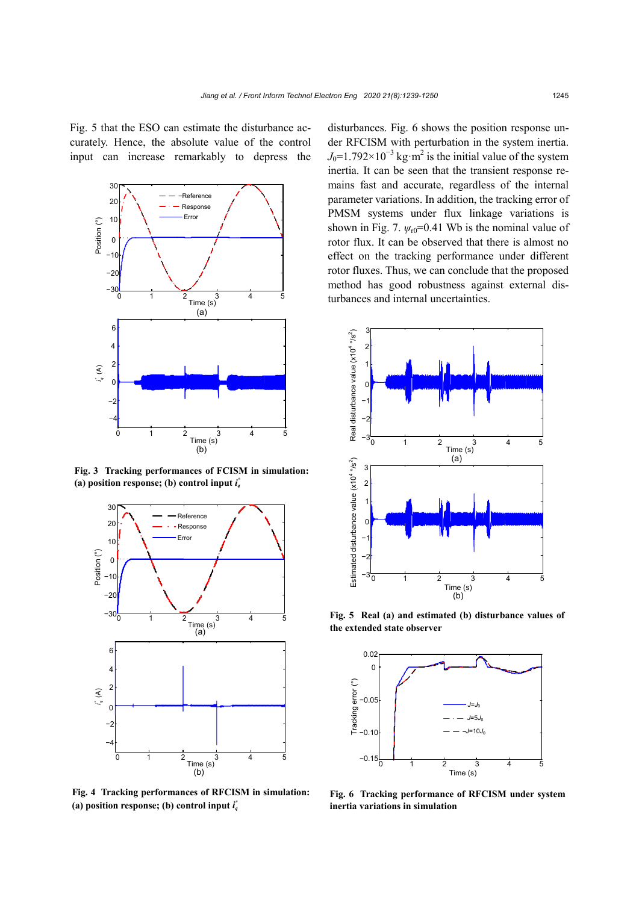Fig. 5 that the ESO can estimate the disturbance accurately. Hence, the absolute value of the control input can increase remarkably to depress the disturbances. Fig. 6 shows the position response under RFCISM with perturbation in the system inertia. $J_0$=1.792×10$^{-3}$ kg·m$^2$ is the initial value of the system inertia. It can be seen that the transient response remains fast and accurate, regardless of the internal parameter variations. In addition, the tracking error of PMSM systems under flux linkage variations is shown in Fig. 7. $\psi_{r0}$=0.41 Wb is the nominal value of rotor flux. It can be observed that there is almost no effect on the tracking performance under different rotor fluxes. Thus, we can conclude that the proposed method has good robustness against external disturbances and internal uncertainties.

**Fig. 3 Tracking performances of FCISM in simulation: (a) position response; (b) control input $i_q^*$**

**Fig. 4 Tracking performances of RFCISM in simulation: (a) position response; (b) control input $i_q^*$**

**Fig. 5 Real (a) and estimated (b) disturbance values of the extended state observer**

**Fig. 6 Tracking performance of RFCISM under system inertia variations in simulation**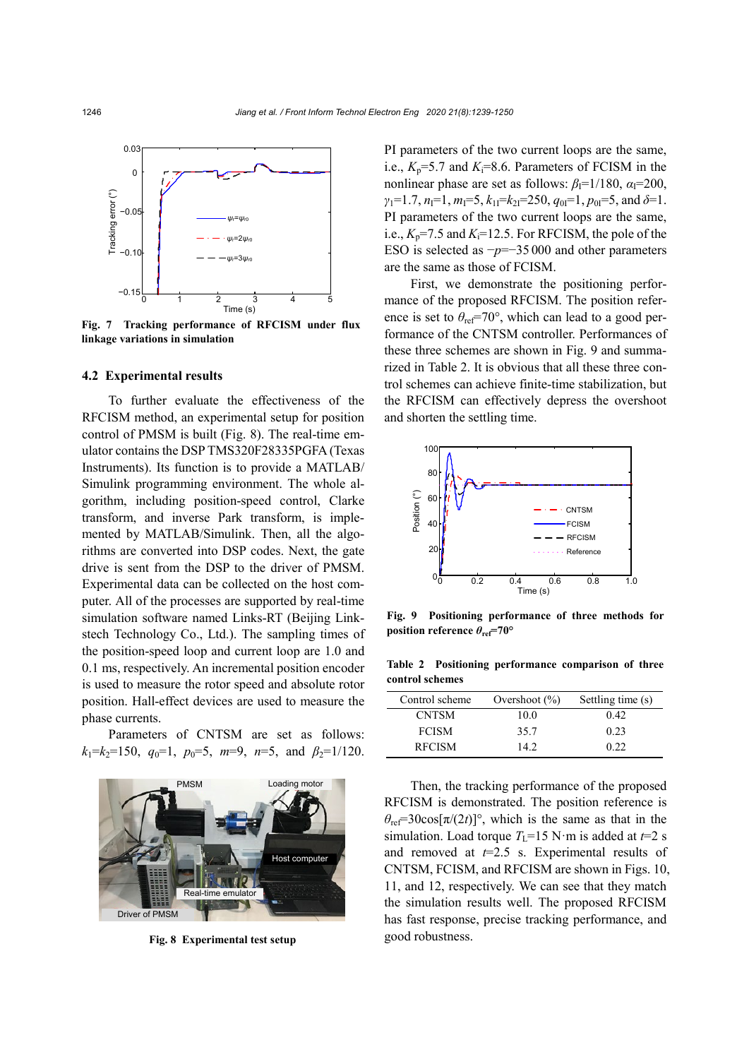Fig. 7 Tracking performance of RFCISM under flux linkage variations in simulation

### 4.2 Experimental results

To further evaluate the effectiveness of the RFCISM method, an experimental setup for position control of PMSM is built (Fig. 8). The real-time emulator contains the DSP TMS320F28335PGFA (Texas Instruments). Its function is to provide a MATLAB/Simulink programming environment. The whole algorithm, including position-speed control, Clarke transform, and inverse Park transform, is implemented by MATLAB/Simulink. Then, all the algorithms are converted into DSP codes. Next, the gate drive is sent from the DSP to the driver of PMSM. Experimental data can be collected on the host computer. All of the processes are supported by real-time simulation software named Links-RT (Beijing Linkstech Technology Co., Ltd.). The sampling times of the position-speed loop and current loop are 1.0 and 0.1 ms, respectively. An incremental position encoder is used to measure the rotor speed and absolute rotor position. Hall-effect devices are used to measure the phase currents.

Parameters of CNTSM are set as follows: $k_1=k_2=150$, $q_0=1$, $p_0=5$, $m=9$, $n=5$, and $\beta_2=1/120$.

Fig. 8 Experimental test setup

PI parameters of the two current loops are the same, i.e., $K_p=5.7$ and $K_i=8.6$. Parameters of FCISM in the nonlinear phase are set as follows: $\beta_l=1/180$, $\alpha_l=200$, $\gamma_1=1.7$, $n_l=1$, $m_l=5$, $k_{1l}=k_{2l}=250$, $q_{0l}=1$, $p_{0l}=5$, and $\delta=1$. PI parameters of the two current loops are the same, i.e., $K_p=7.5$ and $K_i=12.5$. For RFCISM, the pole of the ESO is selected as $-p=-35\,000$ and other parameters are the same as those of FCISM.

First, we demonstrate the positioning performance of the proposed RFCISM. The position reference is set to $\theta_{ref}=70°$, which can lead to a good performance of the CNTSM controller. Performances of these three schemes are shown in Fig. 9 and summarized in Table 2. It is obvious that all these three control schemes can achieve finite-time stabilization, but the RFCISM can effectively depress the overshoot and shorten the settling time.

Fig. 9 Positioning performance of three methods for position reference $\theta_{ref}=70°$

Table 2 Positioning performance comparison of three control schemes

| Control scheme | Overshoot (%) | Settling time (s) |
|---|---|---|
| CNTSM | 10.0 | 0.42 |
| FCISM | 35.7 | 0.23 |
| RFCISM | 14.2 | 0.22 |

Then, the tracking performance of the proposed RFCISM is demonstrated. The position reference is $\theta_{ref}=30\cos[\pi/(2t)]°$, which is the same as that in the simulation. Load torque $T_L=15$ N·m is added at $t=2$ s and removed at $t=2.5$ s. Experimental results of CNTSM, FCISM, and RFCISM are shown in Figs. 10, 11, and 12, respectively. We can see that they match the simulation results well. The proposed RFCISM has fast response, precise tracking performance, and good robustness.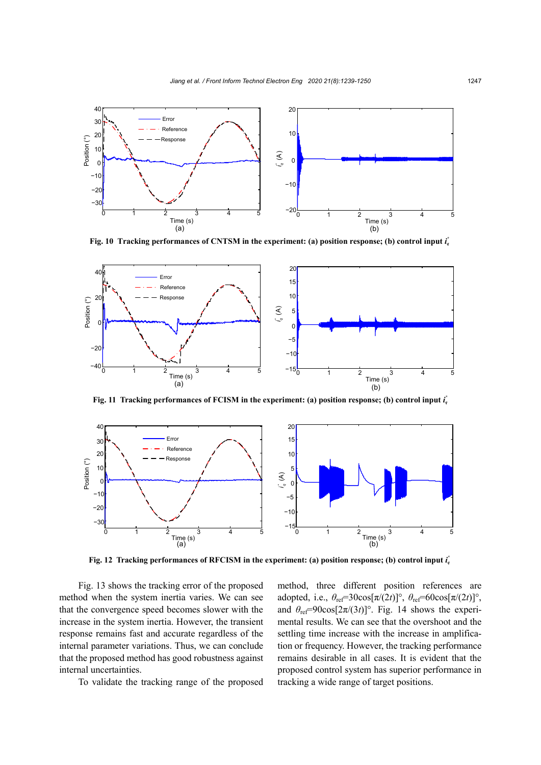Fig. 10 Tracking performances of CNTSM in the experiment: (a) position response; (b) control input $i_q^*$

Fig. 11 Tracking performances of FCISM in the experiment: (a) position response; (b) control input $i_q^*$

Fig. 12 Tracking performances of RFCISM in the experiment: (a) position response; (b) control input $i_q^*$

Fig. 13 shows the tracking error of the proposed method when the system inertia varies. We can see that the convergence speed becomes slower with the increase in the system inertia. However, the transient response remains fast and accurate regardless of the internal parameter variations. Thus, we can conclude that the proposed method has good robustness against internal uncertainties.

To validate the tracking range of the proposed method, three different position references are adopted, i.e., $\theta_{\mathrm{ref}}=30\cos[\pi/(2t)]°$, $\theta_{\mathrm{ref}}=60\cos[\pi/(2t)]°$, and $\theta_{\mathrm{ref}}=90\cos[2\pi/(3t)]°$. Fig. 14 shows the experimental results. We can see that the overshoot and the settling time increase with the increase in amplification or frequency. However, the tracking performance remains desirable in all cases. It is evident that the proposed control system has superior performance in tracking a wide range of target positions.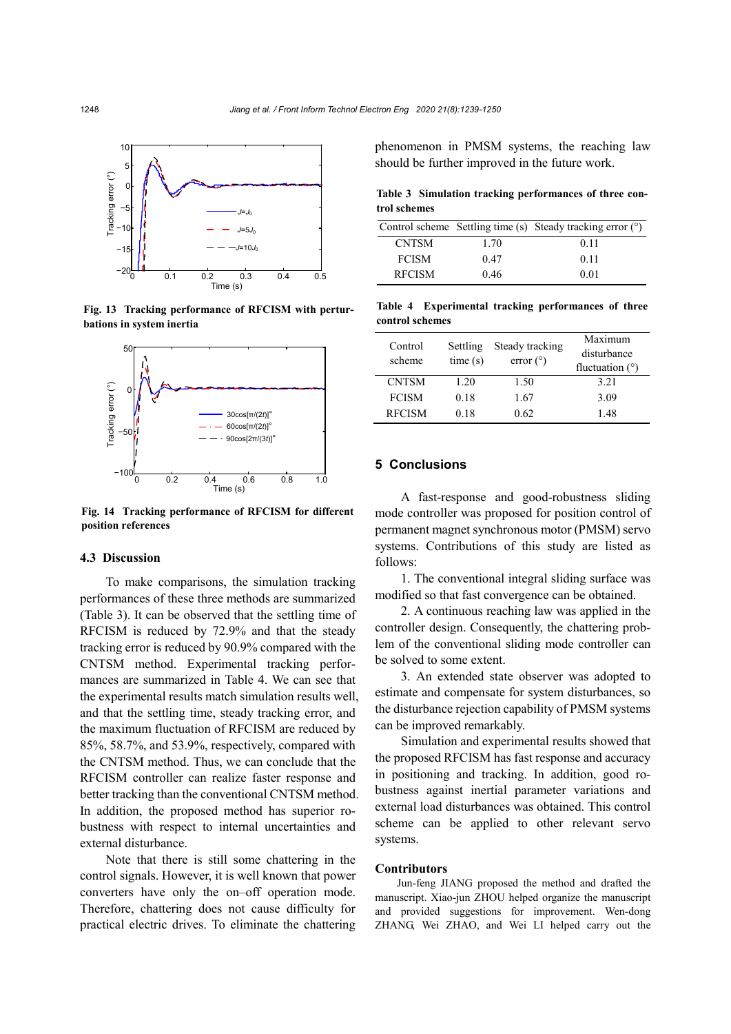Fig. 13 Tracking performance of RFCISM with perturbations in system inertia

Fig. 14 Tracking performance of RFCISM for different position references

### 4.3 Discussion

To make comparisons, the simulation tracking performances of these three methods are summarized (Table 3). It can be observed that the settling time of RFCISM is reduced by 72.9% and that the steady tracking error is reduced by 90.9% compared with the CNTSM method. Experimental tracking performances are summarized in Table 4. We can see that the experimental results match simulation results well, and that the settling time, steady tracking error, and the maximum fluctuation of RFCISM are reduced by 85%, 58.7%, and 53.9%, respectively, compared with the CNTSM method. Thus, we can conclude that the RFCISM controller can realize faster response and better tracking than the conventional CNTSM method. In addition, the proposed method has superior robustness with respect to internal uncertainties and external disturbance.

Note that there is still some chattering in the control signals. However, it is well known that power converters have only the on–off operation mode. Therefore, chattering does not cause difficulty for practical electric drives. To eliminate the chattering phenomenon in PMSM systems, the reaching law should be further improved in the future work.

**Table 3 Simulation tracking performances of three control schemes**

| Control scheme | Settling time (s) | Steady tracking error (°) |
|---|---|---|
| CNTSM | 1.70 | 0.11 |
| FCISM | 0.47 | 0.11 |
| RFCISM | 0.46 | 0.01 |

**Table 4 Experimental tracking performances of three control schemes**

| Control scheme | Settling time (s) | Steady tracking error (°) | Maximum disturbance fluctuation (°) |
|---|---|---|---|
| CNTSM | 1.20 | 1.50 | 3.21 |
| FCISM | 0.18 | 1.67 | 3.09 |
| RFCISM | 0.18 | 0.62 | 1.48 |

## 5 Conclusions

A fast-response and good-robustness sliding mode controller was proposed for position control of permanent magnet synchronous motor (PMSM) servo systems. Contributions of this study are listed as follows:

1. The conventional integral sliding surface was modified so that fast convergence can be obtained.

2. A continuous reaching law was applied in the controller design. Consequently, the chattering problem of the conventional sliding mode controller can be solved to some extent.

3. An extended state observer was adopted to estimate and compensate for system disturbances, so the disturbance rejection capability of PMSM systems can be improved remarkably.

Simulation and experimental results showed that the proposed RFCISM has fast response and accuracy in positioning and tracking. In addition, good robustness against inertial parameter variations and external load disturbances was obtained. This control scheme can be applied to other relevant servo systems.

### Contributors

Jun-feng JIANG proposed the method and drafted the manuscript. Xiao-jun ZHOU helped organize the manuscript and provided suggestions for improvement. Wen-dong ZHANG, Wei ZHAO, and Wei LI helped carry out the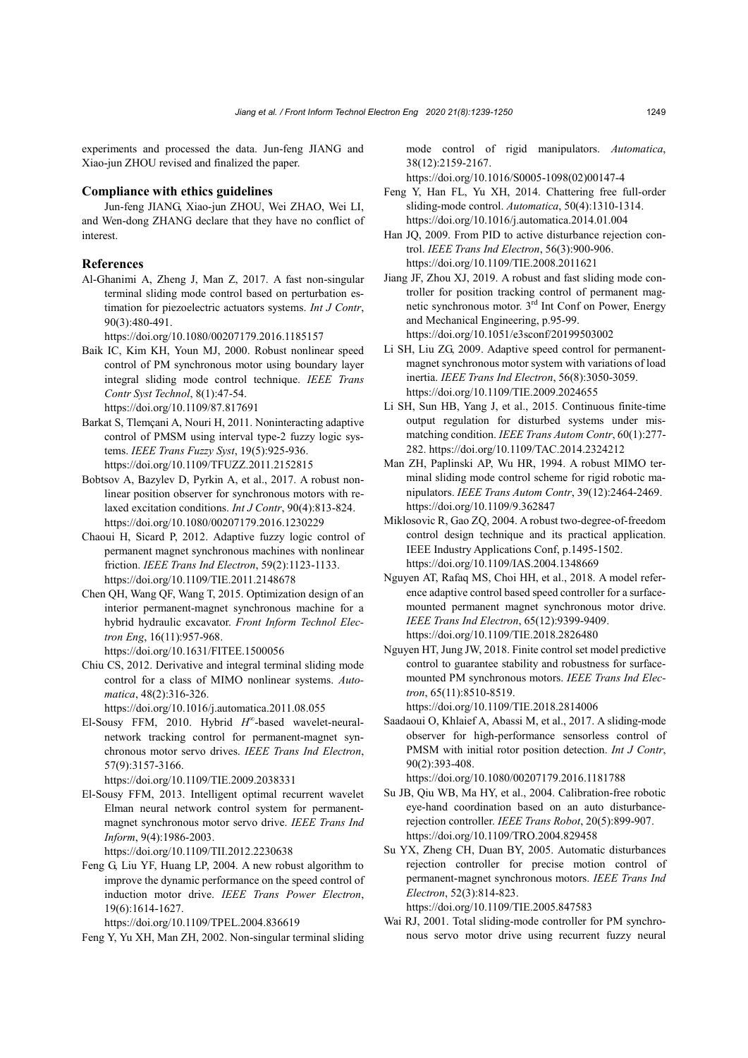experiments and processed the data. Jun-feng JIANG and Xiao-jun ZHOU revised and finalized the paper.

### Compliance with ethics guidelines

Jun-feng JIANG, Xiao-jun ZHOU, Wei ZHAO, Wei LI, and Wen-dong ZHANG declare that they have no conflict of interest.

### References

Al-Ghanimi A, Zheng J, Man Z, 2017. A fast non-singular terminal sliding mode control based on perturbation estimation for piezoelectric actuators systems. *Int J Contr*, 90(3):480-491. https://doi.org/10.1080/00207179.2016.1185157

Baik IC, Kim KH, Youn MJ, 2000. Robust nonlinear speed control of PM synchronous motor using boundary layer integral sliding mode control technique. *IEEE Trans Contr Syst Technol*, 8(1):47-54. https://doi.org/10.1109/87.817691

Barkat S, Tlemçani A, Nouri H, 2011. Noninteracting adaptive control of PMSM using interval type-2 fuzzy logic systems. *IEEE Trans Fuzzy Syst*, 19(5):925-936. https://doi.org/10.1109/TFUZZ.2011.2152815

Bobtsov A, Bazylev D, Pyrkin A, et al., 2017. A robust nonlinear position observer for synchronous motors with relaxed excitation conditions. *Int J Contr*, 90(4):813-824. https://doi.org/10.1080/00207179.2016.1230229

Chaoui H, Sicard P, 2012. Adaptive fuzzy logic control of permanent magnet synchronous machines with nonlinear friction. *IEEE Trans Ind Electron*, 59(2):1123-1133. https://doi.org/10.1109/TIE.2011.2148678

Chen QH, Wang QF, Wang T, 2015. Optimization design of an interior permanent-magnet synchronous machine for a hybrid hydraulic excavator. *Front Inform Technol Electron Eng*, 16(11):957-968. https://doi.org/10.1631/FITEE.1500056

Chiu CS, 2012. Derivative and integral terminal sliding mode control for a class of MIMO nonlinear systems. *Automatica*, 48(2):316-326. https://doi.org/10.1016/j.automatica.2011.08.055

El-Sousy FFM, 2010. Hybrid $H^{\infty}$-based wavelet-neural-network tracking control for permanent-magnet synchronous motor servo drives. *IEEE Trans Ind Electron*, 57(9):3157-3166. https://doi.org/10.1109/TIE.2009.2038331

El-Sousy FFM, 2013. Intelligent optimal recurrent wavelet Elman neural network control system for permanent-magnet synchronous motor servo drive. *IEEE Trans Ind Inform*, 9(4):1986-2003. https://doi.org/10.1109/TII.2012.2230638

Feng G, Liu YF, Huang LP, 2004. A new robust algorithm to improve the dynamic performance on the speed control of induction motor drive. *IEEE Trans Power Electron*, 19(6):1614-1627. https://doi.org/10.1109/TPEL.2004.836619

Feng Y, Yu XH, Man ZH, 2002. Non-singular terminal sliding mode control of rigid manipulators. *Automatica*, 38(12):2159-2167. https://doi.org/10.1016/S0005-1098(02)00147-4

Feng Y, Han FL, Yu XH, 2014. Chattering free full-order sliding-mode control. *Automatica*, 50(4):1310-1314. https://doi.org/10.1016/j.automatica.2014.01.004

Han JQ, 2009. From PID to active disturbance rejection control. *IEEE Trans Ind Electron*, 56(3):900-906. https://doi.org/10.1109/TIE.2008.2011621

Jiang JF, Zhou XJ, 2019. A robust and fast sliding mode controller for position tracking control of permanent magnetic synchronous motor. 3rd Int Conf on Power, Energy and Mechanical Engineering, p.95-99. https://doi.org/10.1051/e3sconf/20199503002

Li SH, Liu ZG, 2009. Adaptive speed control for permanent-magnet synchronous motor system with variations of load inertia. *IEEE Trans Ind Electron*, 56(8):3050-3059. https://doi.org/10.1109/TIE.2009.2024655

Li SH, Sun HB, Yang J, et al., 2015. Continuous finite-time output regulation for disturbed systems under mismatching condition. *IEEE Trans Autom Contr*, 60(1):277-282. https://doi.org/10.1109/TAC.2014.2324212

Man ZH, Paplinski AP, Wu HR, 1994. A robust MIMO terminal sliding mode control scheme for rigid robotic manipulators. *IEEE Trans Autom Contr*, 39(12):2464-2469. https://doi.org/10.1109/9.362847

Miklosovic R, Gao ZQ, 2004. A robust two-degree-of-freedom control design technique and its practical application. IEEE Industry Applications Conf, p.1495-1502. https://doi.org/10.1109/IAS.2004.1348669

Nguyen AT, Rafaq MS, Choi HH, et al., 2018. A model reference adaptive control based speed controller for a surface-mounted permanent magnet synchronous motor drive. *IEEE Trans Ind Electron*, 65(12):9399-9409. https://doi.org/10.1109/TIE.2018.2826480

Nguyen HT, Jung JW, 2018. Finite control set model predictive control to guarantee stability and robustness for surface-mounted PM synchronous motors. *IEEE Trans Ind Electron*, 65(11):8510-8519. https://doi.org/10.1109/TIE.2018.2814006

Saadaoui O, Khlaief A, Abassi M, et al., 2017. A sliding-mode observer for high-performance sensorless control of PMSM with initial rotor position detection. *Int J Contr*, 90(2):393-408. https://doi.org/10.1080/00207179.2016.1181788

Su JB, Qiu WB, Ma HY, et al., 2004. Calibration-free robotic eye-hand coordination based on an auto disturbance-rejection controller. *IEEE Trans Robot*, 20(5):899-907. https://doi.org/10.1109/TRO.2004.829458

Su YX, Zheng CH, Duan BY, 2005. Automatic disturbances rejection controller for precise motion control of permanent-magnet synchronous motors. *IEEE Trans Ind Electron*, 52(3):814-823. https://doi.org/10.1109/TIE.2005.847583

Wai RJ, 2001. Total sliding-mode controller for PM synchronous servo motor drive using recurrent fuzzy neural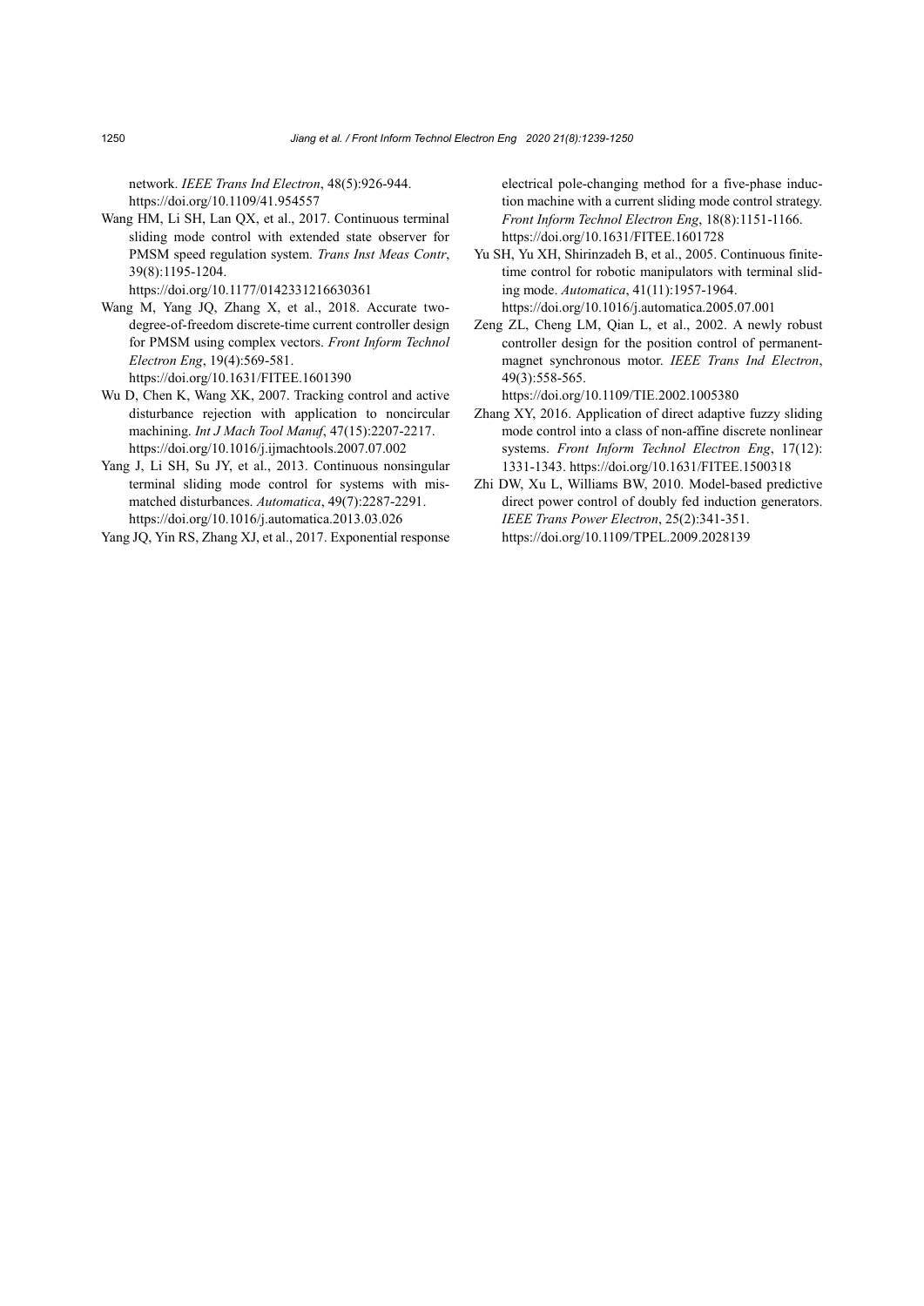network. *IEEE Trans Ind Electron*, 48(5):926-944. https://doi.org/10.1109/41.954557

Wang HM, Li SH, Lan QX, et al., 2017. Continuous terminal sliding mode control with extended state observer for PMSM speed regulation system. *Trans Inst Meas Contr*, 39(8):1195-1204. https://doi.org/10.1177/0142331216630361

Wang M, Yang JQ, Zhang X, et al., 2018. Accurate two-degree-of-freedom discrete-time current controller design for PMSM using complex vectors. *Front Inform Technol Electron Eng*, 19(4):569-581. https://doi.org/10.1631/FITEE.1601390

Wu D, Chen K, Wang XK, 2007. Tracking control and active disturbance rejection with application to noncircular machining. *Int J Mach Tool Manuf*, 47(15):2207-2217. https://doi.org/10.1016/j.ijmachtools.2007.07.002

Yang J, Li SH, Su JY, et al., 2013. Continuous nonsingular terminal sliding mode control for systems with mismatched disturbances. *Automatica*, 49(7):2287-2291. https://doi.org/10.1016/j.automatica.2013.03.026

Yang JQ, Yin RS, Zhang XJ, et al., 2017. Exponential response electrical pole-changing method for a five-phase induction machine with a current sliding mode control strategy. *Front Inform Technol Electron Eng*, 18(8):1151-1166. https://doi.org/10.1631/FITEE.1601728

Yu SH, Yu XH, Shirinzadeh B, et al., 2005. Continuous finite-time control for robotic manipulators with terminal sliding mode. *Automatica*, 41(11):1957-1964. https://doi.org/10.1016/j.automatica.2005.07.001

Zeng ZL, Cheng LM, Qian L, et al., 2002. A newly robust controller design for the position control of permanent-magnet synchronous motor. *IEEE Trans Ind Electron*, 49(3):558-565. https://doi.org/10.1109/TIE.2002.1005380

Zhang XY, 2016. Application of direct adaptive fuzzy sliding mode control into a class of non-affine discrete nonlinear systems. *Front Inform Technol Electron Eng*, 17(12): 1331-1343. https://doi.org/10.1631/FITEE.1500318

Zhi DW, Xu L, Williams BW, 2010. Model-based predictive direct power control of doubly fed induction generators. *IEEE Trans Power Electron*, 25(2):341-351. https://doi.org/10.1109/TPEL.2009.2028139